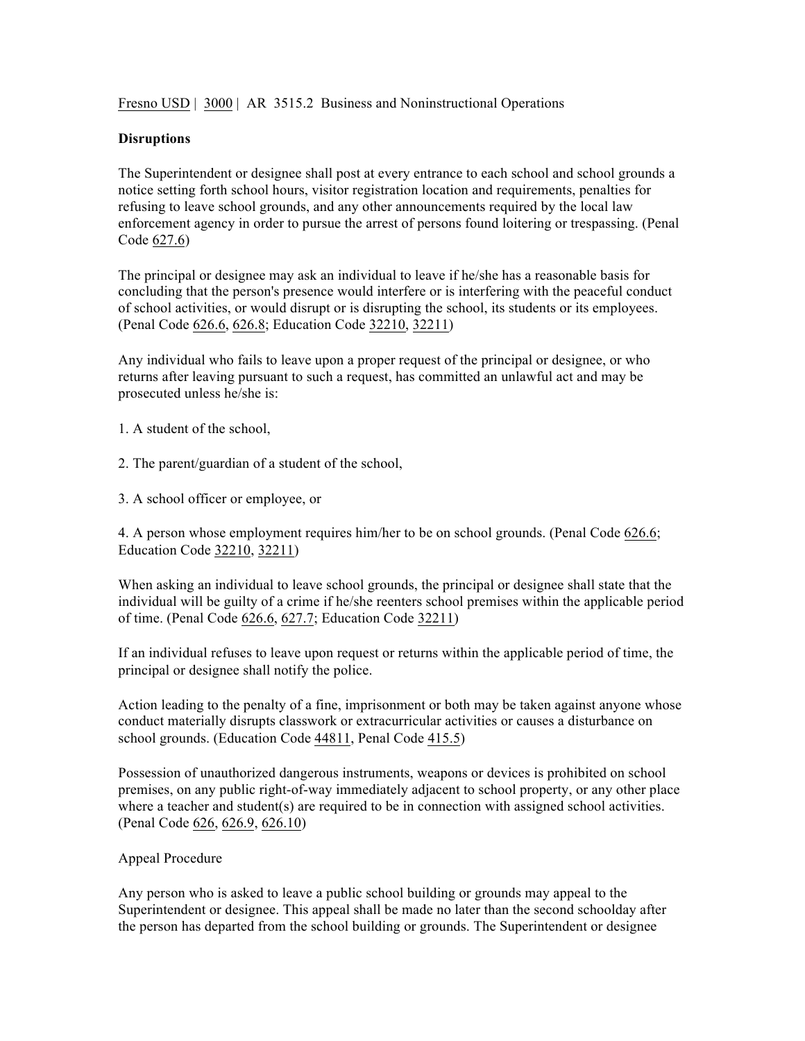Fresno USD | 3000 | AR 3515.2 Business and Noninstructional Operations

**Disruptions**

The Superintendent or designee shall post at every entrance to each school and school grounds a notice setting forth school hours, visitor registration location and requirements, penalties for refusing to leave school grounds, and any other announcements required by the local law enforcement agency in order to pursue the arrest of persons found loitering or trespassing. (Penal Code 627.6)

The principal or designee may ask an individual to leave if he/she has a reasonable basis for concluding that the person's presence would interfere or is interfering with the peaceful conduct of school activities, or would disrupt or is disrupting the school, its students or its employees. (Penal Code 626.6, 626.8; Education Code 32210, 32211)

Any individual who fails to leave upon a proper request of the principal or designee, or who returns after leaving pursuant to such a request, has committed an unlawful act and may be prosecuted unless he/she is:

1. A student of the school,

2. The parent/guardian of a student of the school,

3. A school officer or employee, or

4. A person whose employment requires him/her to be on school grounds. (Penal Code 626.6; Education Code 32210, 32211)

When asking an individual to leave school grounds, the principal or designee shall state that the individual will be guilty of a crime if he/she reenters school premises within the applicable period of time. (Penal Code 626.6, 627.7; Education Code 32211)

If an individual refuses to leave upon request or returns within the applicable period of time, the principal or designee shall notify the police.

Action leading to the penalty of a fine, imprisonment or both may be taken against anyone whose conduct materially disrupts classwork or extracurricular activities or causes a disturbance on school grounds. (Education Code 44811, Penal Code 415.5)

Possession of unauthorized dangerous instruments, weapons or devices is prohibited on school premises, on any public right-of-way immediately adjacent to school property, or any other place where a teacher and student(s) are required to be in connection with assigned school activities. (Penal Code 626, 626.9, 626.10)

Appeal Procedure

Any person who is asked to leave a public school building or grounds may appeal to the Superintendent or designee. This appeal shall be made no later than the second schoolday after the person has departed from the school building or grounds. The Superintendent or designee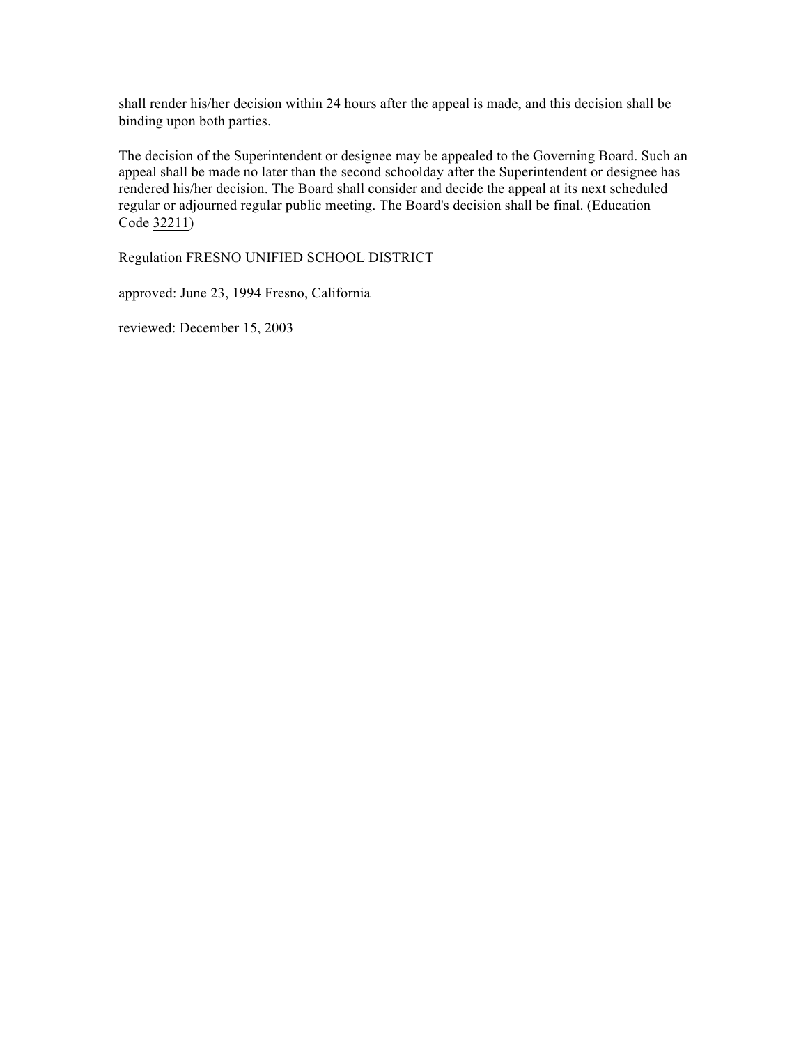shall render his/her decision within 24 hours after the appeal is made, and this decision shall be binding upon both parties.

The decision of the Superintendent or designee may be appealed to the Governing Board. Such an appeal shall be made no later than the second schoolday after the Superintendent or designee has rendered his/her decision. The Board shall consider and decide the appeal at its next scheduled regular or adjourned regular public meeting. The Board's decision shall be final. (Education Code 32211)

Regulation FRESNO UNIFIED SCHOOL DISTRICT

approved: June 23, 1994 Fresno, California

reviewed: December 15, 2003